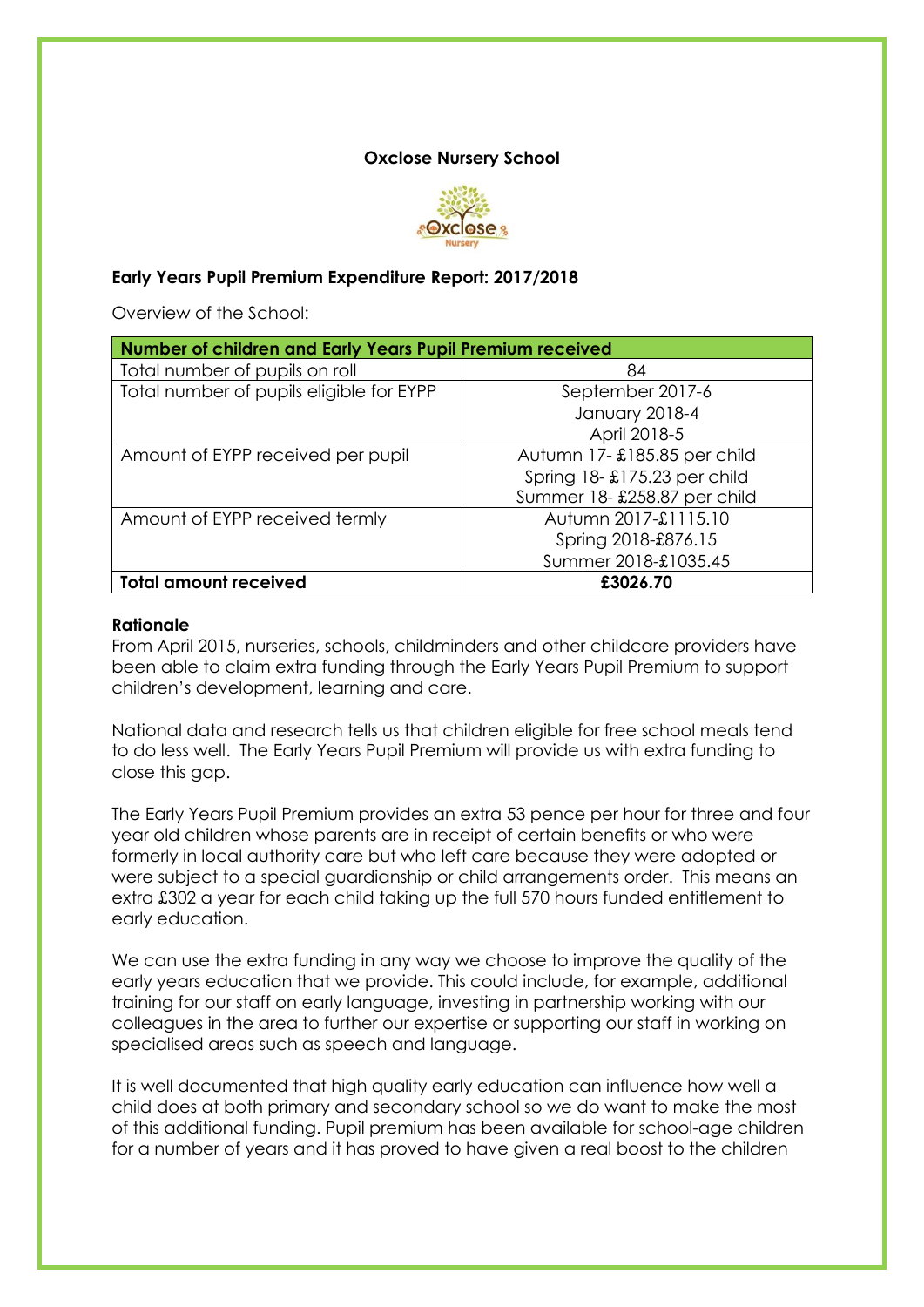**Oxclose Nursery School**

**Early Years Pupil Premium Expenditure Report: 2017/2018**

Overview of the School:

| **Number of children and Early Years Pupil Premium received** | |
|---|---|
| Total number of pupils on roll | 84 |
| Total number of pupils eligible for EYPP | September 2017-6<br>January 2018-4<br>April 2018-5 |
| Amount of EYPP received per pupil | Autumn 17- £185.85 per child<br>Spring 18- £175.23 per child<br>Summer 18- £258.87 per child |
| Amount of EYPP received termly | Autumn 2017-£1115.10<br>Spring 2018-£876.15<br>Summer 2018-£1035.45 |
| **Total amount received** | **£3026.70** |

**Rationale**

From April 2015, nurseries, schools, childminders and other childcare providers have been able to claim extra funding through the Early Years Pupil Premium to support children's development, learning and care.

National data and research tells us that children eligible for free school meals tend to do less well. The Early Years Pupil Premium will provide us with extra funding to close this gap.

The Early Years Pupil Premium provides an extra 53 pence per hour for three and four year old children whose parents are in receipt of certain benefits or who were formerly in local authority care but who left care because they were adopted or were subject to a special guardianship or child arrangements order. This means an extra £302 a year for each child taking up the full 570 hours funded entitlement to early education.

We can use the extra funding in any way we choose to improve the quality of the early years education that we provide. This could include, for example, additional training for our staff on early language, investing in partnership working with our colleagues in the area to further our expertise or supporting our staff in working on specialised areas such as speech and language.

It is well documented that high quality early education can influence how well a child does at both primary and secondary school so we do want to make the most of this additional funding. Pupil premium has been available for school-age children for a number of years and it has proved to have given a real boost to the children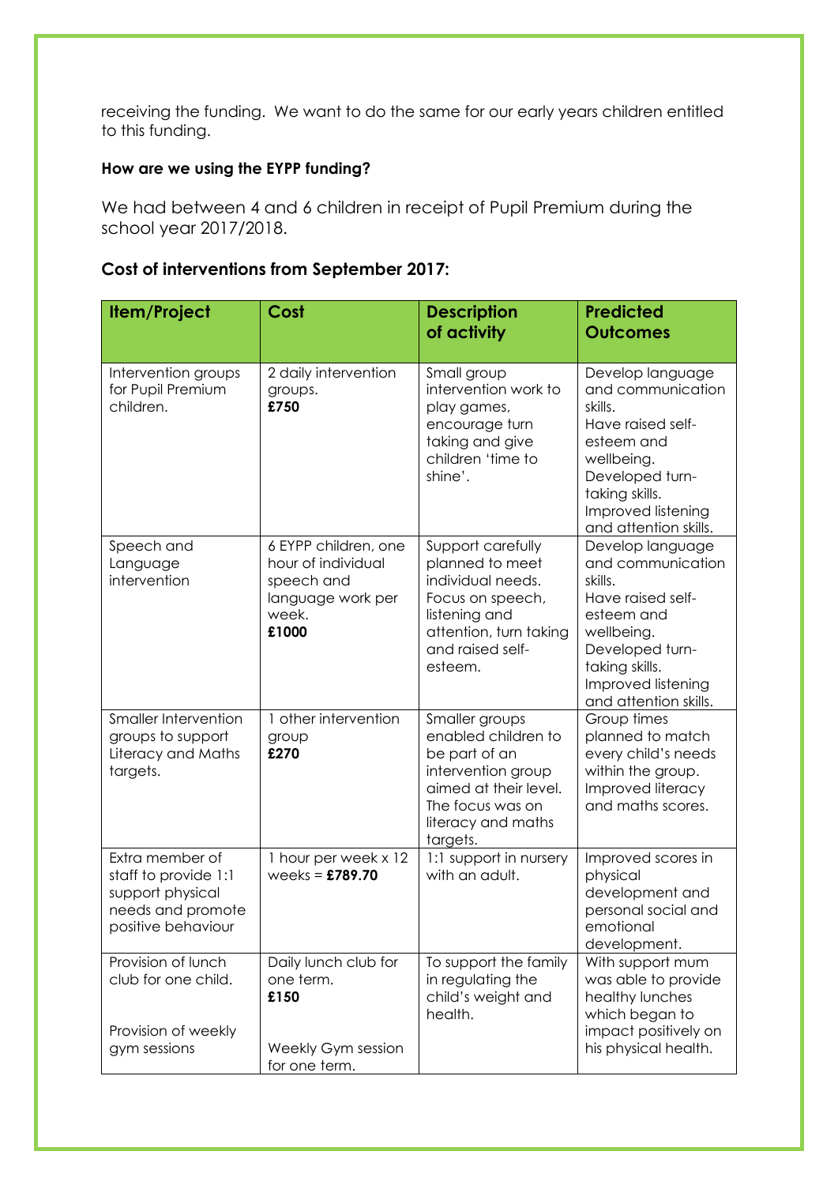receiving the funding. We want to do the same for our early years children entitled to this funding.

**How are we using the EYPP funding?**

We had between 4 and 6 children in receipt of Pupil Premium during the school year 2017/2018.

## Cost of interventions from September 2017:

| Item/Project | Cost | Description of activity | Predicted Outcomes |
|---|---|---|---|
| Intervention groups for Pupil Premium children. | 2 daily intervention groups. **£750** | Small group intervention work to play games, encourage turn taking and give children 'time to shine'. | Develop language and communication skills. Have raised self-esteem and wellbeing. Developed turn-taking skills. Improved listening and attention skills. |
| Speech and Language intervention | 6 EYPP children, one hour of individual speech and language work per week. **£1000** | Support carefully planned to meet individual needs. Focus on speech, listening and attention, turn taking and raised self-esteem. | Develop language and communication skills. Have raised self-esteem and wellbeing. Developed turn-taking skills. Improved listening and attention skills. |
| Smaller Intervention groups to support Literacy and Maths targets. | 1 other intervention group **£270** | Smaller groups enabled children to be part of an intervention group aimed at their level. The focus was on literacy and maths targets. | Group times planned to match every child's needs within the group. Improved literacy and maths scores. |
| Extra member of staff to provide 1:1 support physical needs and promote positive behaviour | 1 hour per week x 12 weeks = **£789.70** | 1:1 support in nursery with an adult. | Improved scores in physical development and personal social and emotional development. |
| Provision of lunch club for one child. Provision of weekly gym sessions | Daily lunch club for one term. **£150** Weekly Gym session for one term. | To support the family in regulating the child's weight and health. | With support mum was able to provide healthy lunches which began to impact positively on his physical health. |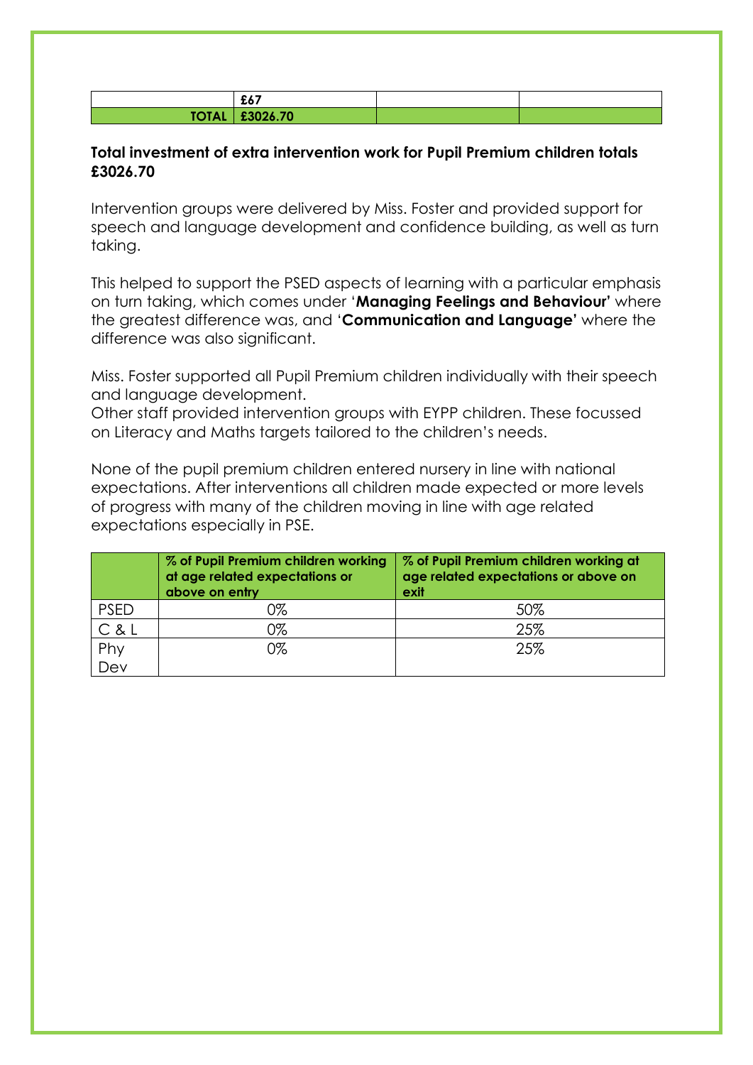| | | | |
|---|---|---|---|
| | £67 | | |
| TOTAL | £3026.70 | | |

**Total investment of extra intervention work for Pupil Premium children totals £3026.70**

Intervention groups were delivered by Miss. Foster and provided support for speech and language development and confidence building, as well as turn taking.

This helped to support the PSED aspects of learning with a particular emphasis on turn taking, which comes under '**Managing Feelings and Behaviour**' where the greatest difference was, and '**Communication and Language**' where the difference was also significant.

Miss. Foster supported all Pupil Premium children individually with their speech and language development.
Other staff provided intervention groups with EYPP children. These focussed on Literacy and Maths targets tailored to the children's needs.

None of the pupil premium children entered nursery in line with national expectations. After interventions all children made expected or more levels of progress with many of the children moving in line with age related expectations especially in PSE.

| | % of Pupil Premium children working at age related expectations or above on entry | % of Pupil Premium children working at age related expectations or above on exit |
|---|---|---|
| PSED | 0% | 50% |
| C & L | 0% | 25% |
| Phy Dev | 0% | 25% |